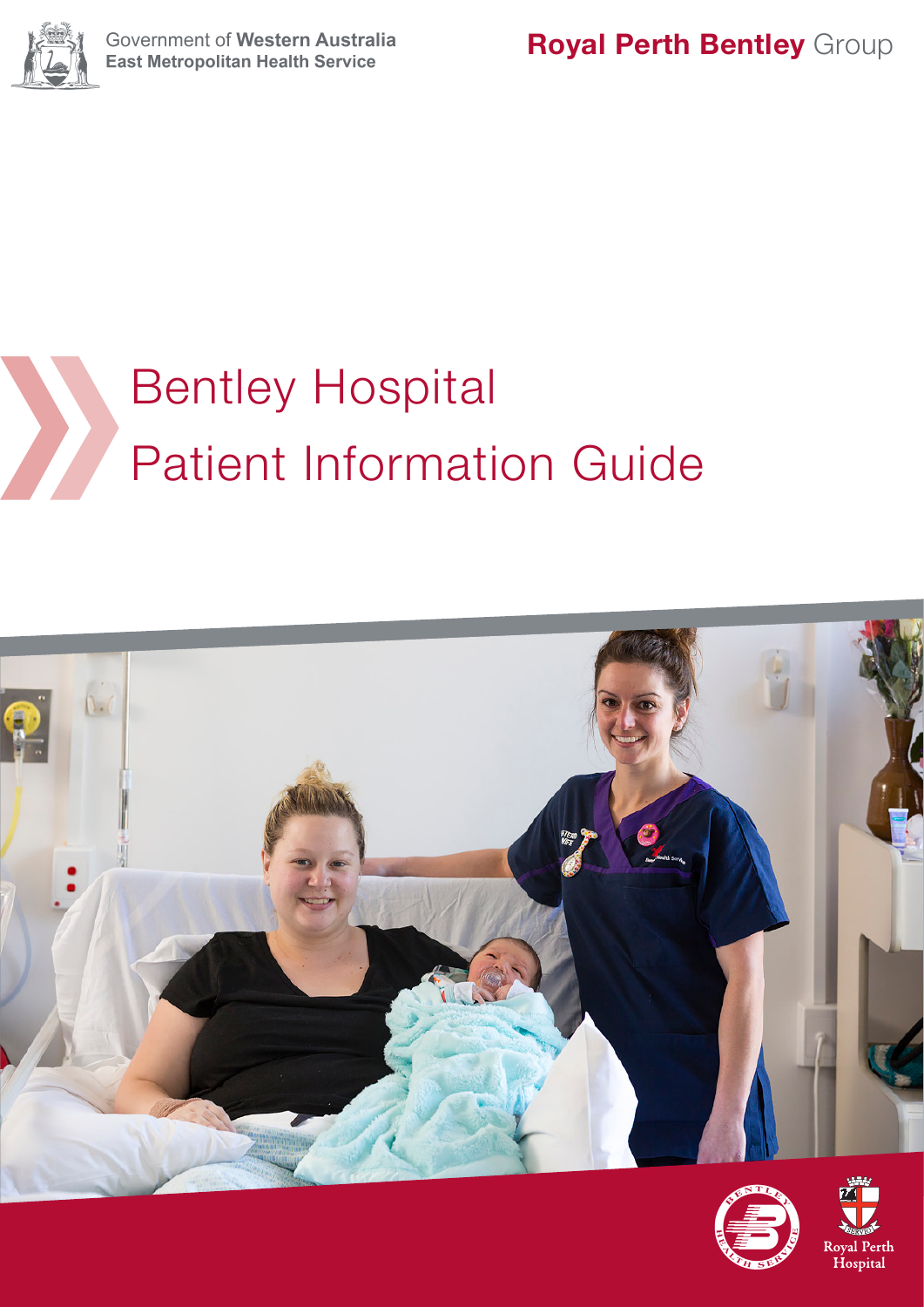Government of **Western Australia**
**East Metropolitan Health Service**

**Royal Perth Bentley** Group

# Bentley Hospital Patient Information Guide

Royal Perth Hospital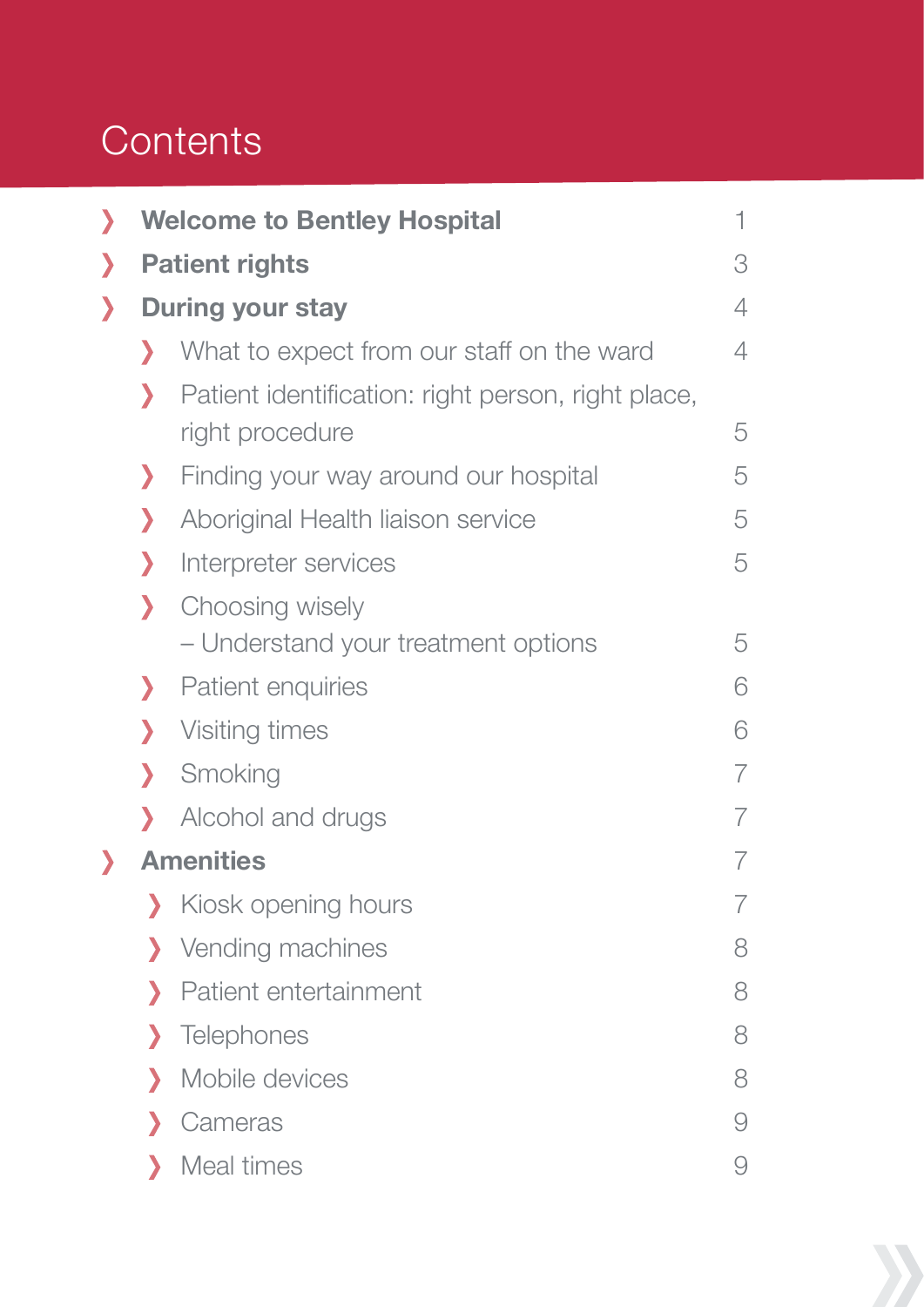# Contents

- **Welcome to Bentley Hospital** 1
- **Patient rights** 3
- **During your stay** 4
  - What to expect from our staff on the ward 4
  - Patient identification: right person, right place, right procedure 5
  - Finding your way around our hospital 5
  - Aboriginal Health liaison service 5
  - Interpreter services 5
  - Choosing wisely – Understand your treatment options 5
  - Patient enquiries 6
  - Visiting times 6
  - Smoking 7
  - Alcohol and drugs 7
- **Amenities** 7
  - Kiosk opening hours 7
  - Vending machines 8
  - Patient entertainment 8
  - Telephones 8
  - Mobile devices 8
  - Cameras 9
  - Meal times 9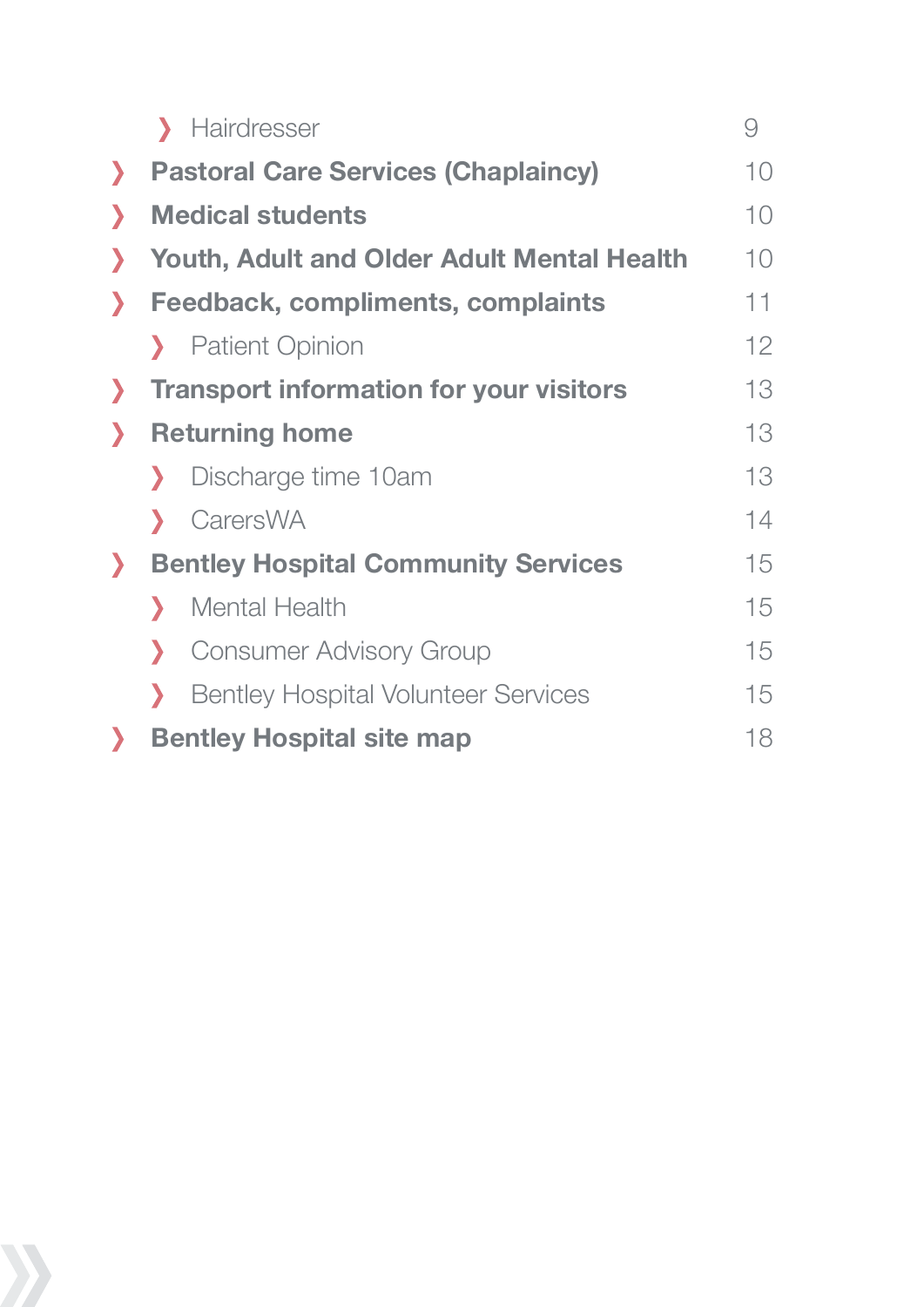- Hairdresser 9
- **Pastoral Care Services (Chaplaincy)** 10
- **Medical students** 10
- **Youth, Adult and Older Adult Mental Health** 10
- **Feedback, compliments, complaints** 11
  - Patient Opinion 12
- **Transport information for your visitors** 13
- **Returning home** 13
  - Discharge time 10am 13
  - CarersWA 14
- **Bentley Hospital Community Services** 15
  - Mental Health 15
  - Consumer Advisory Group 15
  - Bentley Hospital Volunteer Services 15
- **Bentley Hospital site map** 18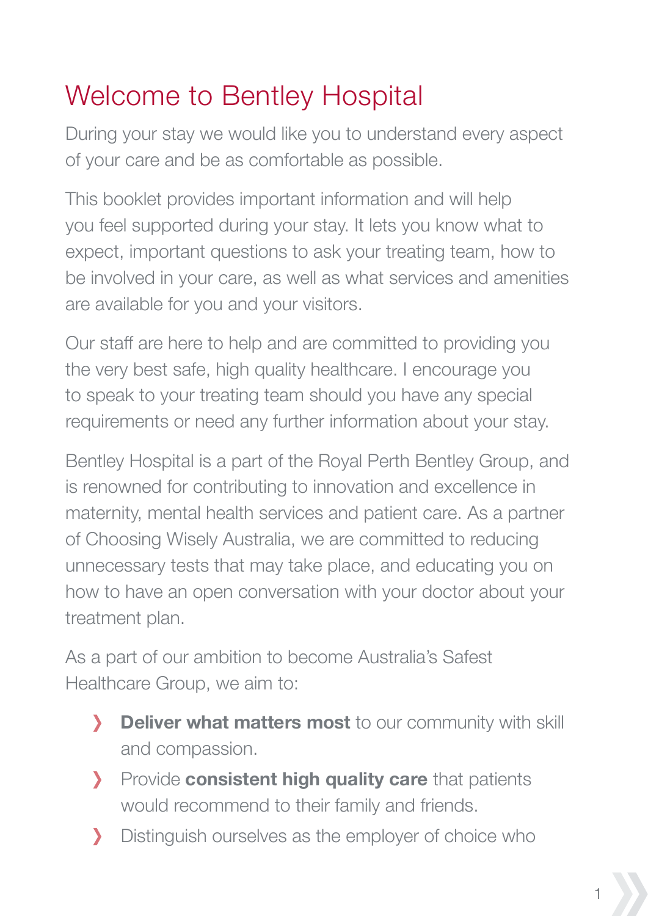# Welcome to Bentley Hospital

During your stay we would like you to understand every aspect of your care and be as comfortable as possible.

This booklet provides important information and will help you feel supported during your stay. It lets you know what to expect, important questions to ask your treating team, how to be involved in your care, as well as what services and amenities are available for you and your visitors.

Our staff are here to help and are committed to providing you the very best safe, high quality healthcare. I encourage you to speak to your treating team should you have any special requirements or need any further information about your stay.

Bentley Hospital is a part of the Royal Perth Bentley Group, and is renowned for contributing to innovation and excellence in maternity, mental health services and patient care. As a partner of Choosing Wisely Australia, we are committed to reducing unnecessary tests that may take place, and educating you on how to have an open conversation with your doctor about your treatment plan.

As a part of our ambition to become Australia's Safest Healthcare Group, we aim to:

- **Deliver what matters most** to our community with skill and compassion.
- Provide **consistent high quality care** that patients would recommend to their family and friends.
- Distinguish ourselves as the employer of choice who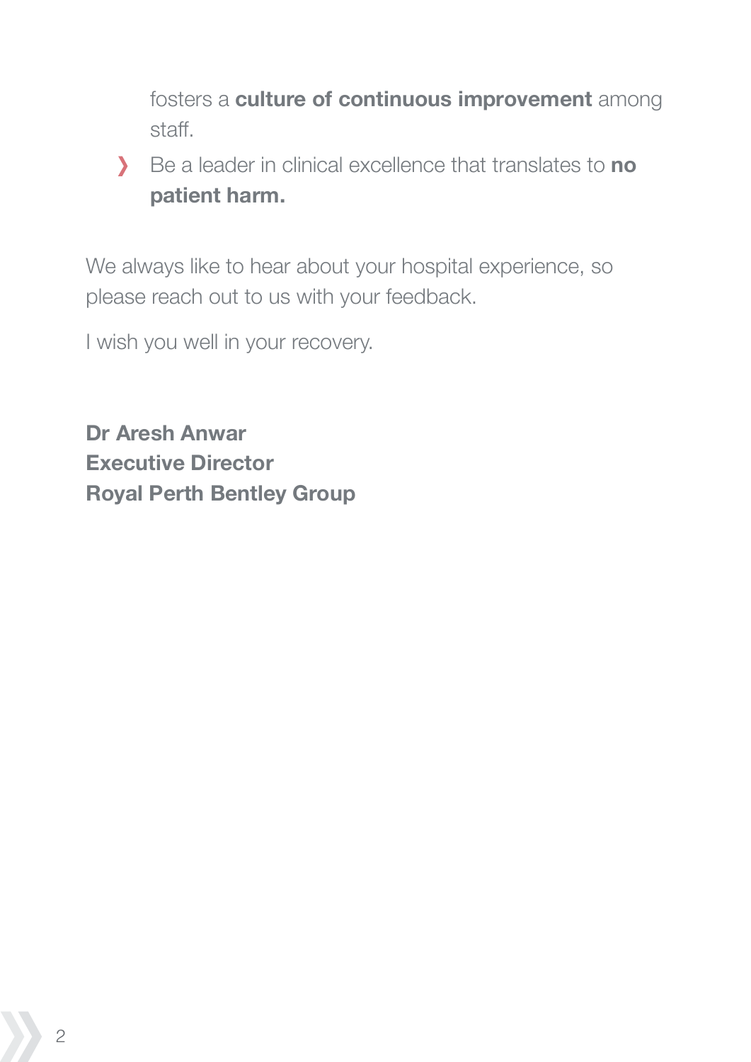fosters a **culture of continuous improvement** among staff.

- Be a leader in clinical excellence that translates to **no patient harm.**

We always like to hear about your hospital experience, so please reach out to us with your feedback.

I wish you well in your recovery.

**Dr Aresh Anwar**
**Executive Director**
**Royal Perth Bentley Group**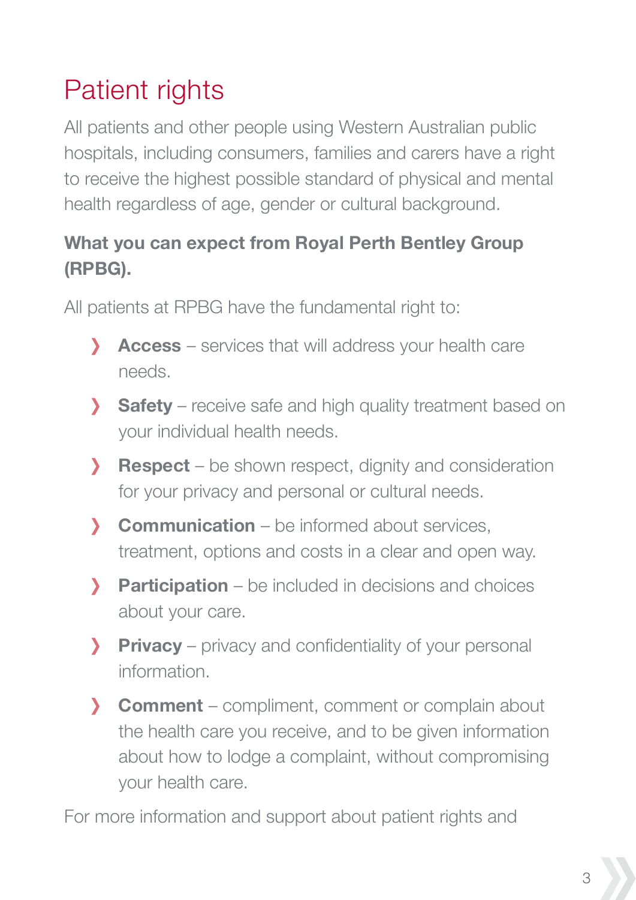# Patient rights

All patients and other people using Western Australian public hospitals, including consumers, families and carers have a right to receive the highest possible standard of physical and mental health regardless of age, gender or cultural background.

**What you can expect from Royal Perth Bentley Group (RPBG).**

All patients at RPBG have the fundamental right to:

- **Access** – services that will address your health care needs.
- **Safety** – receive safe and high quality treatment based on your individual health needs.
- **Respect** – be shown respect, dignity and consideration for your privacy and personal or cultural needs.
- **Communication** – be informed about services, treatment, options and costs in a clear and open way.
- **Participation** – be included in decisions and choices about your care.
- **Privacy** – privacy and confidentiality of your personal information.
- **Comment** – compliment, comment or complain about the health care you receive, and to be given information about how to lodge a complaint, without compromising your health care.

For more information and support about patient rights and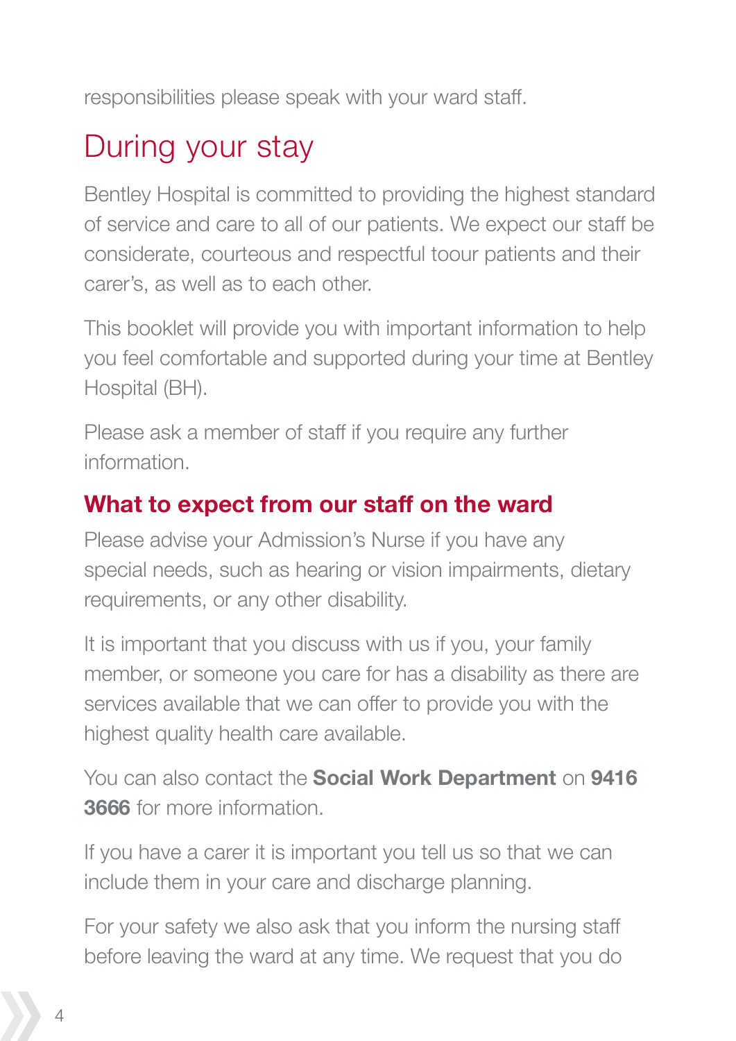responsibilities please speak with your ward staff.

# During your stay

Bentley Hospital is committed to providing the highest standard of service and care to all of our patients. We expect our staff be considerate, courteous and respectful tooour patients and their carer's, as well as to each other.

This booklet will provide you with important information to help you feel comfortable and supported during your time at Bentley Hospital (BH).

Please ask a member of staff if you require any further information.

## What to expect from our staff on the ward

Please advise your Admission's Nurse if you have any special needs, such as hearing or vision impairments, dietary requirements, or any other disability.

It is important that you discuss with us if you, your family member, or someone you care for has a disability as there are services available that we can offer to provide you with the highest quality health care available.

You can also contact the **Social Work Department** on **9416 3666** for more information.

If you have a carer it is important you tell us so that we can include them in your care and discharge planning.

For your safety we also ask that you inform the nursing staff before leaving the ward at any time. We request that you do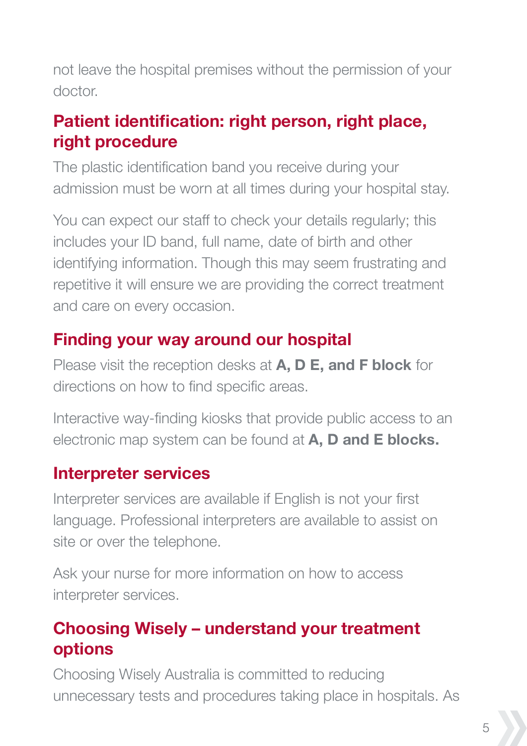not leave the hospital premises without the permission of your doctor.

## Patient identification: right person, right place, right procedure

The plastic identification band you receive during your admission must be worn at all times during your hospital stay.

You can expect our staff to check your details regularly; this includes your ID band, full name, date of birth and other identifying information. Though this may seem frustrating and repetitive it will ensure we are providing the correct treatment and care on every occasion.

## Finding your way around our hospital

Please visit the reception desks at **A, D E, and F block** for directions on how to find specific areas.

Interactive way-finding kiosks that provide public access to an electronic map system can be found at **A, D and E blocks.**

## Interpreter services

Interpreter services are available if English is not your first language. Professional interpreters are available to assist on site or over the telephone.

Ask your nurse for more information on how to access interpreter services.

## Choosing Wisely – understand your treatment options

Choosing Wisely Australia is committed to reducing unnecessary tests and procedures taking place in hospitals. As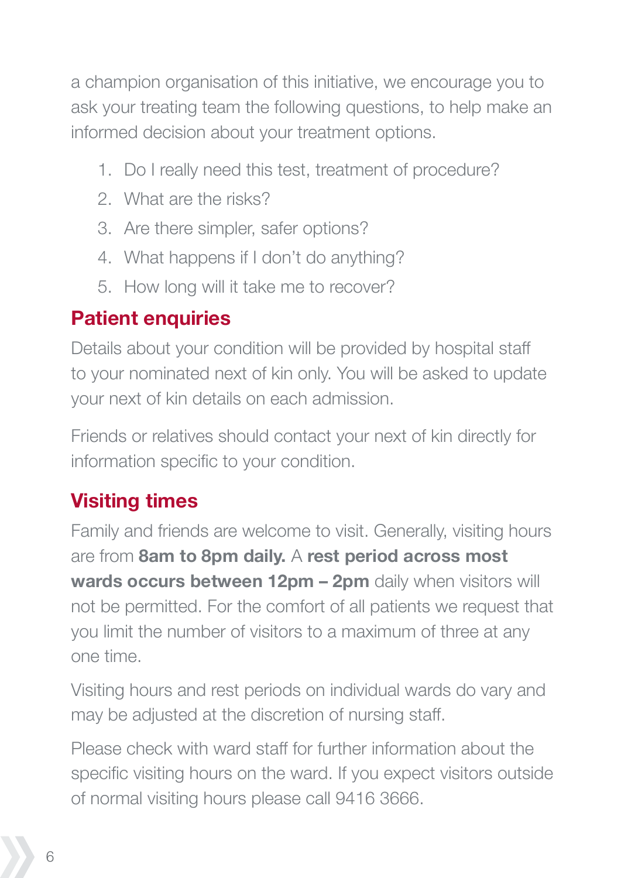a champion organisation of this initiative, we encourage you to ask your treating team the following questions, to help make an informed decision about your treatment options.

1. Do I really need this test, treatment of procedure?
2. What are the risks?
3. Are there simpler, safer options?
4. What happens if I don't do anything?
5. How long will it take me to recover?

## Patient enquiries

Details about your condition will be provided by hospital staff to your nominated next of kin only. You will be asked to update your next of kin details on each admission.

Friends or relatives should contact your next of kin directly for information specific to your condition.

## Visiting times

Family and friends are welcome to visit. Generally, visiting hours are from **8am to 8pm daily.** A **rest period across most wards occurs between 12pm – 2pm** daily when visitors will not be permitted. For the comfort of all patients we request that you limit the number of visitors to a maximum of three at any one time.

Visiting hours and rest periods on individual wards do vary and may be adjusted at the discretion of nursing staff.

Please check with ward staff for further information about the specific visiting hours on the ward. If you expect visitors outside of normal visiting hours please call 9416 3666.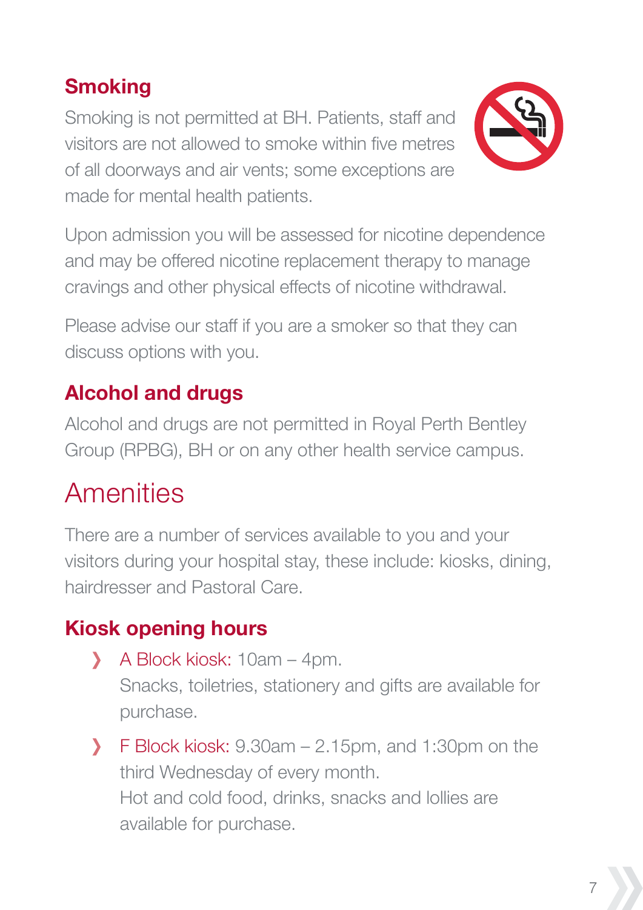## Smoking

Smoking is not permitted at BH. Patients, staff and visitors are not allowed to smoke within five metres of all doorways and air vents; some exceptions are made for mental health patients.

Upon admission you will be assessed for nicotine dependence and may be offered nicotine replacement therapy to manage cravings and other physical effects of nicotine withdrawal.

Please advise our staff if you are a smoker so that they can discuss options with you.

## Alcohol and drugs

Alcohol and drugs are not permitted in Royal Perth Bentley Group (RPBG), BH or on any other health service campus.

# Amenities

There are a number of services available to you and your visitors during your hospital stay, these include: kiosks, dining, hairdresser and Pastoral Care.

## Kiosk opening hours

- A Block kiosk: 10am – 4pm.
  Snacks, toiletries, stationery and gifts are available for purchase.
- F Block kiosk: 9.30am – 2.15pm, and 1:30pm on the third Wednesday of every month.
  Hot and cold food, drinks, snacks and lollies are available for purchase.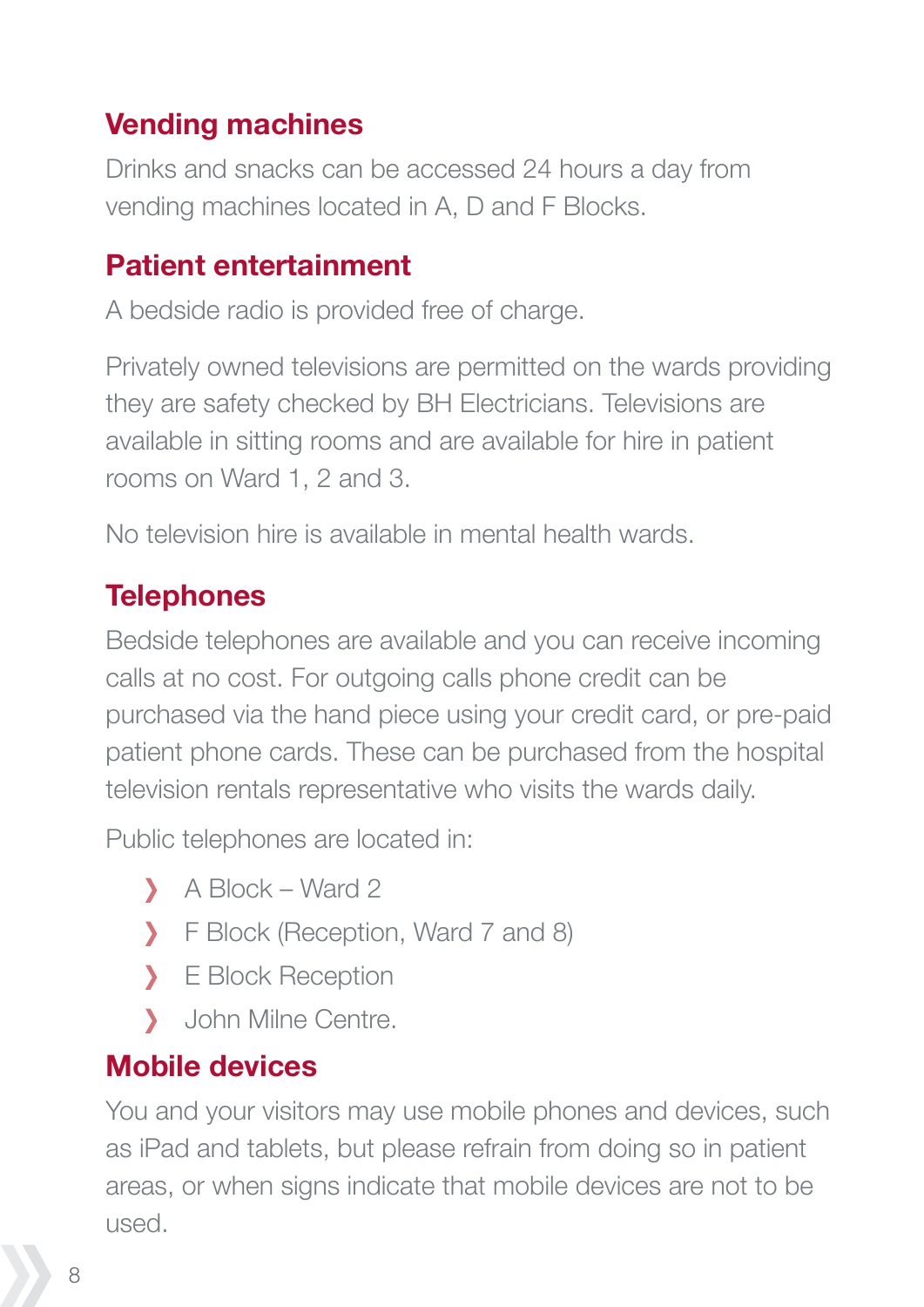## Vending machines

Drinks and snacks can be accessed 24 hours a day from vending machines located in A, D and F Blocks.

## Patient entertainment

A bedside radio is provided free of charge.

Privately owned televisions are permitted on the wards providing they are safety checked by BH Electricians. Televisions are available in sitting rooms and are available for hire in patient rooms on Ward 1, 2 and 3.

No television hire is available in mental health wards.

## Telephones

Bedside telephones are available and you can receive incoming calls at no cost. For outgoing calls phone credit can be purchased via the hand piece using your credit card, or pre-paid patient phone cards. These can be purchased from the hospital television rentals representative who visits the wards daily.

Public telephones are located in:

- A Block – Ward 2
- F Block (Reception, Ward 7 and 8)
- E Block Reception
- John Milne Centre.

## Mobile devices

You and your visitors may use mobile phones and devices, such as iPad and tablets, but please refrain from doing so in patient areas, or when signs indicate that mobile devices are not to be used.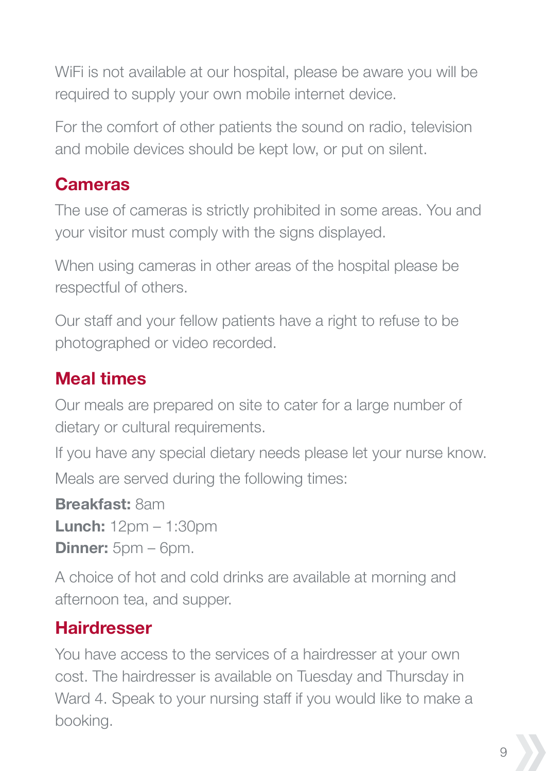WiFi is not available at our hospital, please be aware you will be required to supply your own mobile internet device.

For the comfort of other patients the sound on radio, television and mobile devices should be kept low, or put on silent.

## Cameras

The use of cameras is strictly prohibited in some areas. You and your visitor must comply with the signs displayed.

When using cameras in other areas of the hospital please be respectful of others.

Our staff and your fellow patients have a right to refuse to be photographed or video recorded.

## Meal times

Our meals are prepared on site to cater for a large number of dietary or cultural requirements.

If you have any special dietary needs please let your nurse know.

Meals are served during the following times:

**Breakfast:** 8am
**Lunch:** 12pm – 1:30pm
**Dinner:** 5pm – 6pm.

A choice of hot and cold drinks are available at morning and afternoon tea, and supper.

## Hairdresser

You have access to the services of a hairdresser at your own cost. The hairdresser is available on Tuesday and Thursday in Ward 4. Speak to your nursing staff if you would like to make a booking.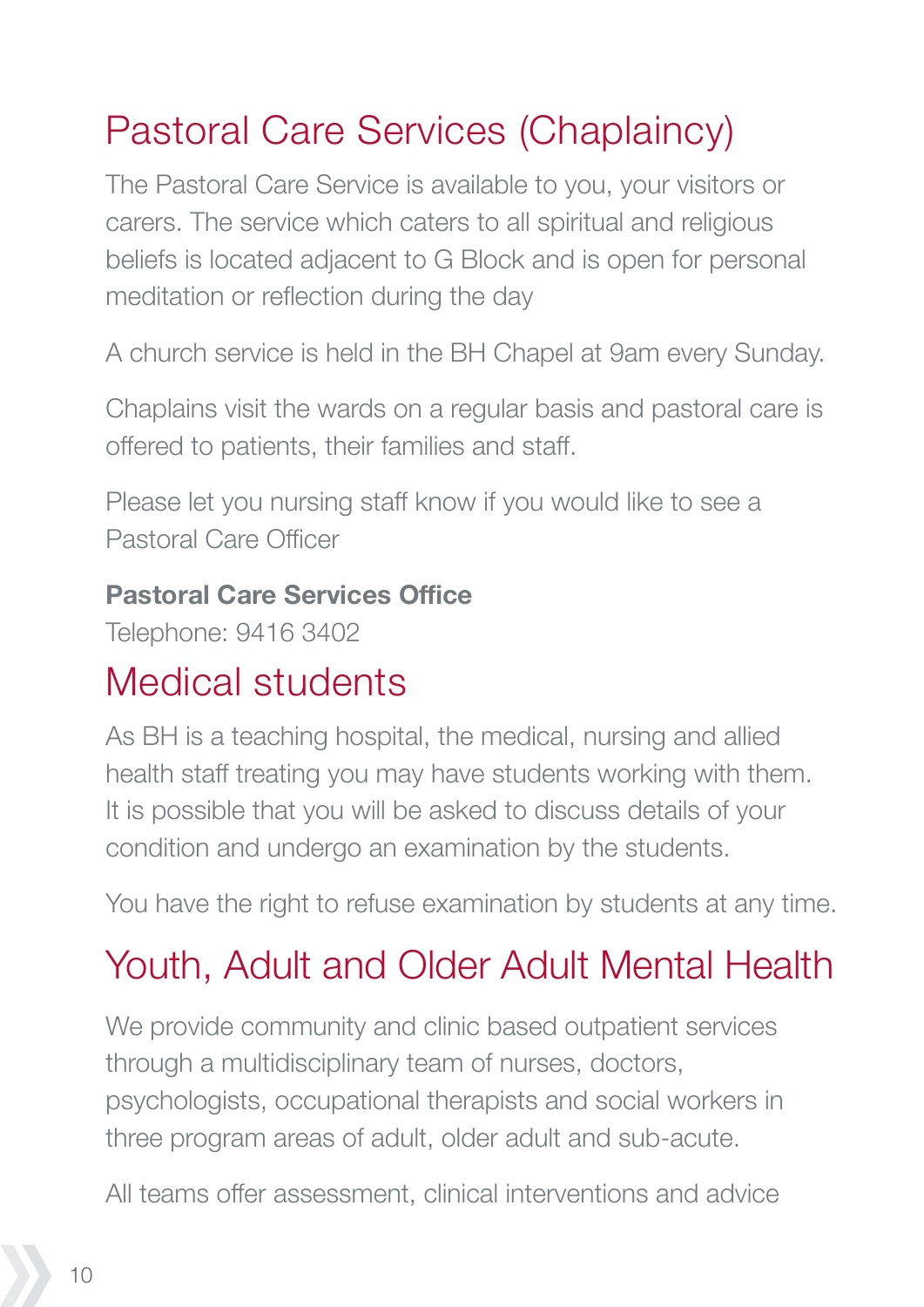# Pastoral Care Services (Chaplaincy)

The Pastoral Care Service is available to you, your visitors or carers. The service which caters to all spiritual and religious beliefs is located adjacent to G Block and is open for personal meditation or reflection during the day

A church service is held in the BH Chapel at 9am every Sunday.

Chaplains visit the wards on a regular basis and pastoral care is offered to patients, their families and staff.

Please let you nursing staff know if you would like to see a Pastoral Care Officer

**Pastoral Care Services Office**
Telephone: 9416 3402

# Medical students

As BH is a teaching hospital, the medical, nursing and allied health staff treating you may have students working with them. It is possible that you will be asked to discuss details of your condition and undergo an examination by the students.

You have the right to refuse examination by students at any time.

# Youth, Adult and Older Adult Mental Health

We provide community and clinic based outpatient services through a multidisciplinary team of nurses, doctors, psychologists, occupational therapists and social workers in three program areas of adult, older adult and sub-acute.

All teams offer assessment, clinical interventions and advice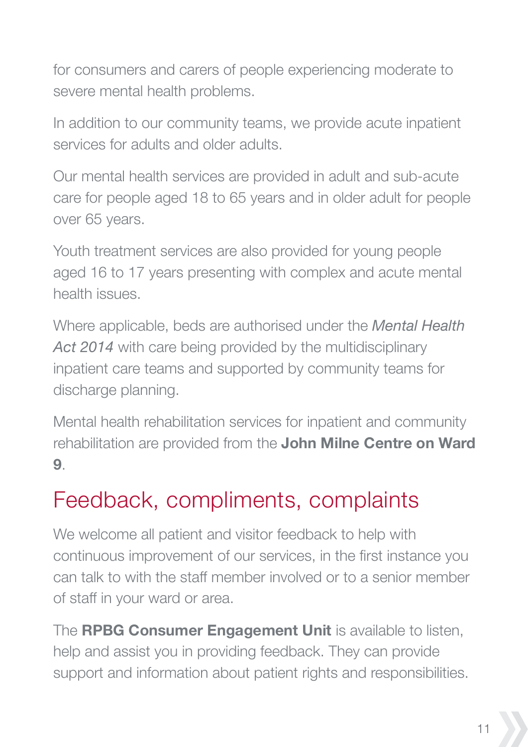for consumers and carers of people experiencing moderate to severe mental health problems.

In addition to our community teams, we provide acute inpatient services for adults and older adults.

Our mental health services are provided in adult and sub-acute care for people aged 18 to 65 years and in older adult for people over 65 years.

Youth treatment services are also provided for young people aged 16 to 17 years presenting with complex and acute mental health issues.

Where applicable, beds are authorised under the *Mental Health Act 2014* with care being provided by the multidisciplinary inpatient care teams and supported by community teams for discharge planning.

Mental health rehabilitation services for inpatient and community rehabilitation are provided from the **John Milne Centre on Ward 9**.

## Feedback, compliments, complaints

We welcome all patient and visitor feedback to help with continuous improvement of our services, in the first instance you can talk to with the staff member involved or to a senior member of staff in your ward or area.

The **RPBG Consumer Engagement Unit** is available to listen, help and assist you in providing feedback. They can provide support and information about patient rights and responsibilities.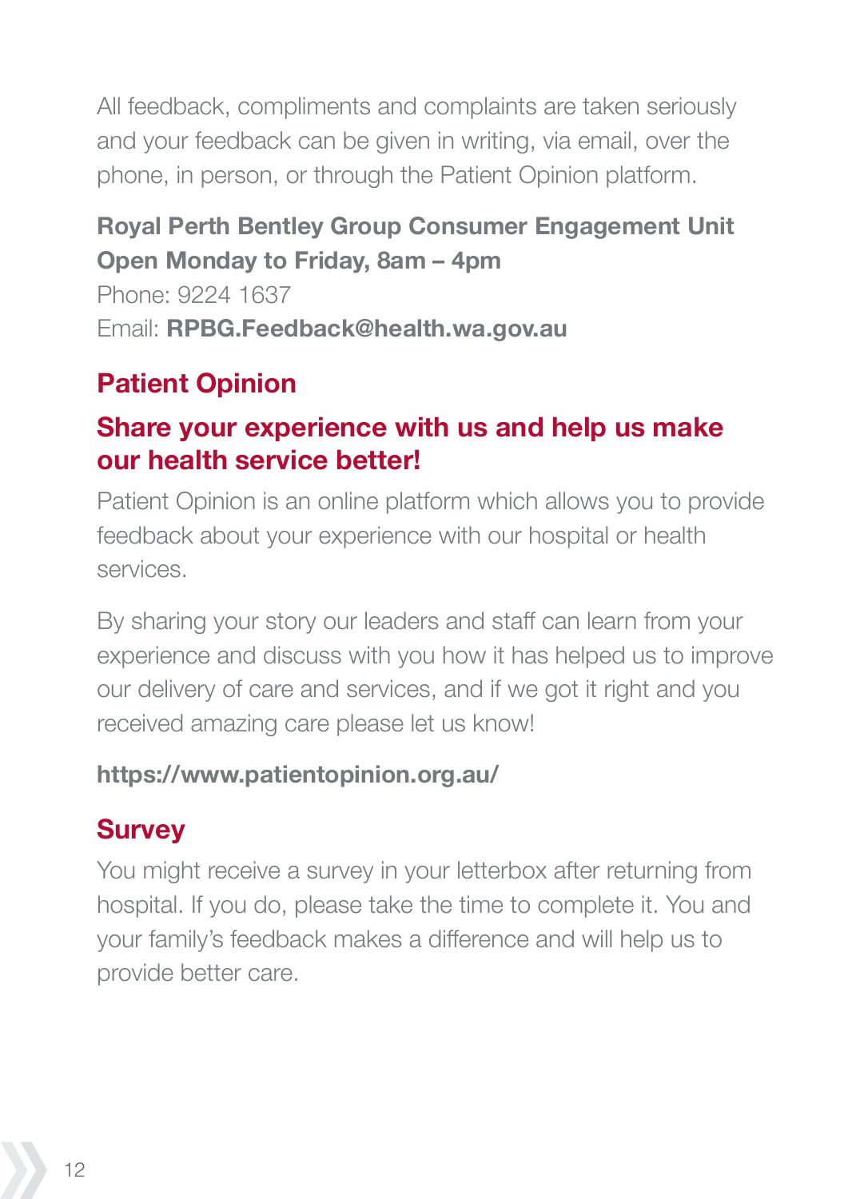All feedback, compliments and complaints are taken seriously and your feedback can be given in writing, via email, over the phone, in person, or through the Patient Opinion platform.

**Royal Perth Bentley Group Consumer Engagement Unit**
**Open Monday to Friday, 8am – 4pm**
Phone: 9224 1637
Email: **RPBG.Feedback@health.wa.gov.au**

## Patient Opinion

### Share your experience with us and help us make our health service better!

Patient Opinion is an online platform which allows you to provide feedback about your experience with our hospital or health services.

By sharing your story our leaders and staff can learn from your experience and discuss with you how it has helped us to improve our delivery of care and services, and if we got it right and you received amazing care please let us know!

**https://www.patientopinion.org.au/**

## Survey

You might receive a survey in your letterbox after returning from hospital. If you do, please take the time to complete it. You and your family's feedback makes a difference and will help us to provide better care.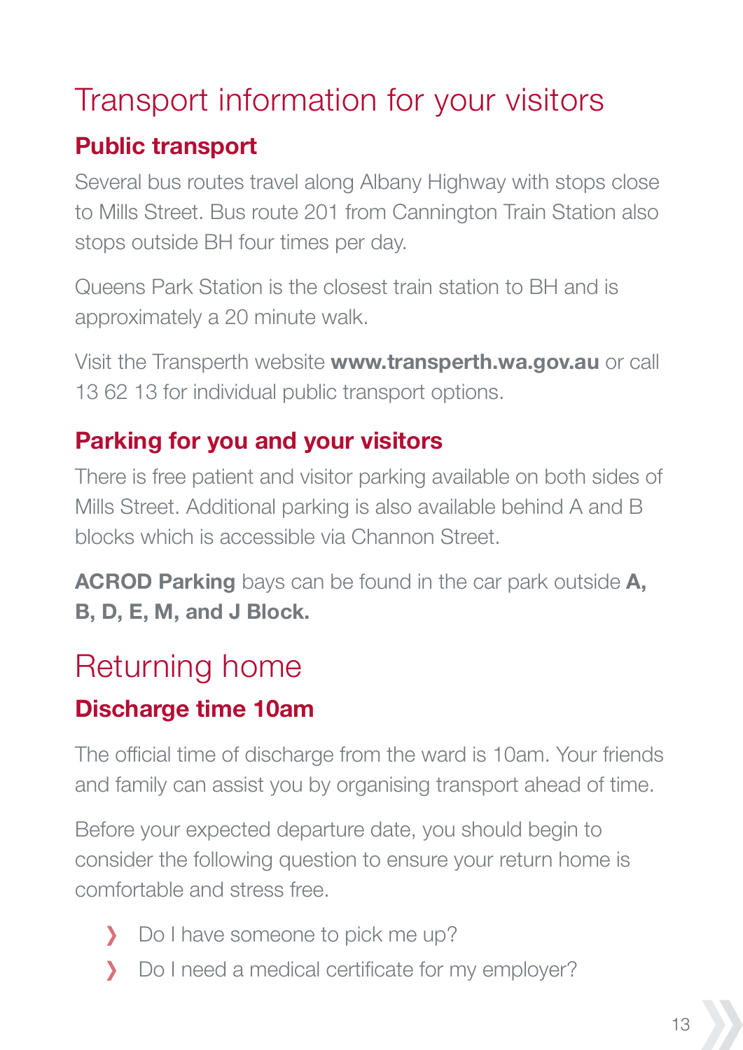# Transport information for your visitors

## Public transport

Several bus routes travel along Albany Highway with stops close to Mills Street. Bus route 201 from Cannington Train Station also stops outside BH four times per day.

Queens Park Station is the closest train station to BH and is approximately a 20 minute walk.

Visit the Transperth website **www.transperth.wa.gov.au** or call 13 62 13 for individual public transport options.

## Parking for you and your visitors

There is free patient and visitor parking available on both sides of Mills Street. Additional parking is also available behind A and B blocks which is accessible via Channon Street.

**ACROD Parking** bays can be found in the car park outside **A, B, D, E, M, and J Block.**

# Returning home

## Discharge time 10am

The official time of discharge from the ward is 10am. Your friends and family can assist you by organising transport ahead of time.

Before your expected departure date, you should begin to consider the following question to ensure your return home is comfortable and stress free.

- Do I have someone to pick me up?
- Do I need a medical certificate for my employer?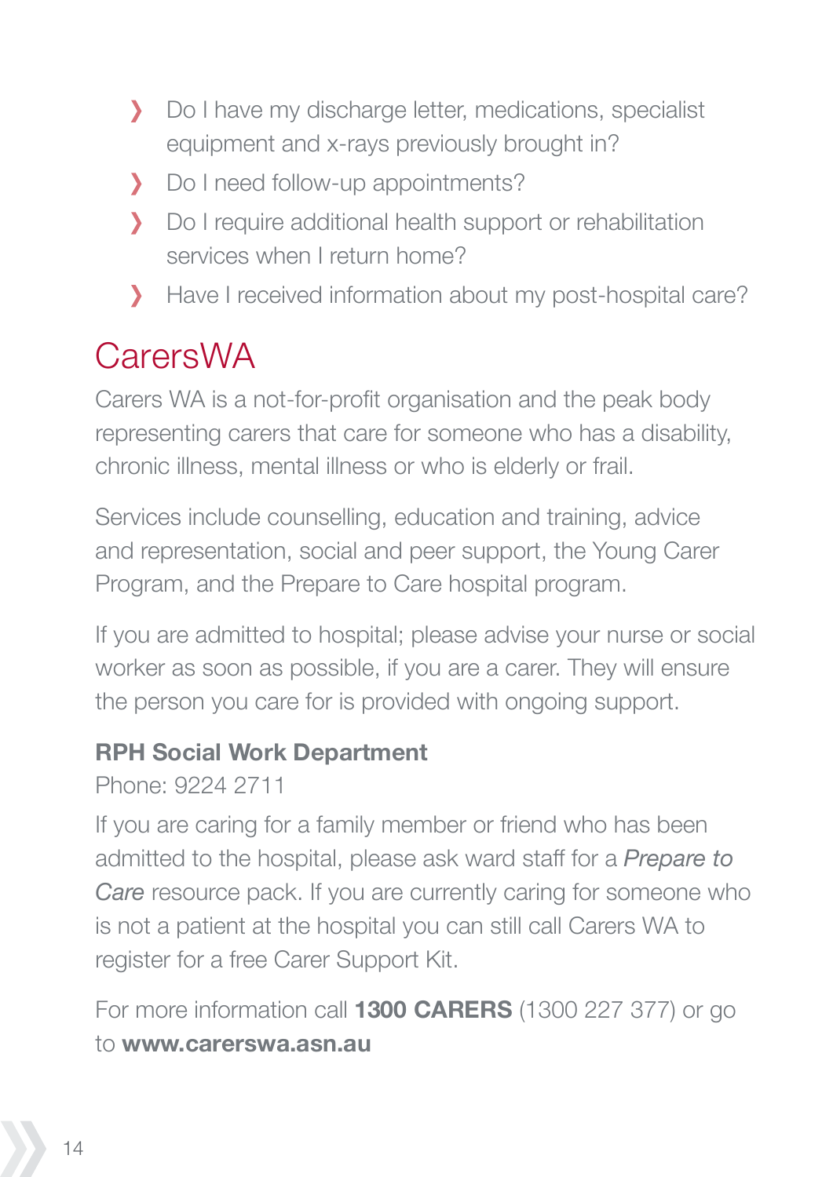- Do I have my discharge letter, medications, specialist equipment and x-rays previously brought in?
- Do I need follow-up appointments?
- Do I require additional health support or rehabilitation services when I return home?
- Have I received information about my post-hospital care?

## CarersWA

Carers WA is a not-for-profit organisation and the peak body representing carers that care for someone who has a disability, chronic illness, mental illness or who is elderly or frail.

Services include counselling, education and training, advice and representation, social and peer support, the Young Carer Program, and the Prepare to Care hospital program.

If you are admitted to hospital; please advise your nurse or social worker as soon as possible, if you are a carer. They will ensure the person you care for is provided with ongoing support.

**RPH Social Work Department**

Phone: 9224 2711

If you are caring for a family member or friend who has been admitted to the hospital, please ask ward staff for a *Prepare to Care* resource pack. If you are currently caring for someone who is not a patient at the hospital you can still call Carers WA to register for a free Carer Support Kit.

For more information call **1300 CARERS** (1300 227 377) or go to **www.carerswa.asn.au**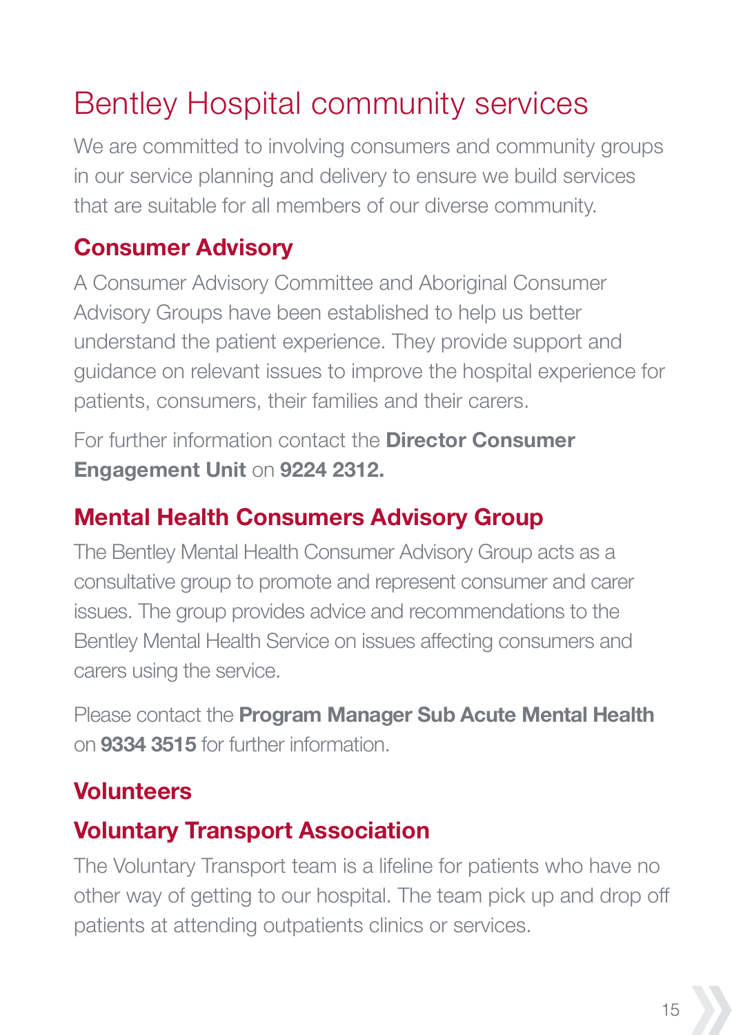# Bentley Hospital community services

We are committed to involving consumers and community groups in our service planning and delivery to ensure we build services that are suitable for all members of our diverse community.

## Consumer Advisory

A Consumer Advisory Committee and Aboriginal Consumer Advisory Groups have been established to help us better understand the patient experience. They provide support and guidance on relevant issues to improve the hospital experience for patients, consumers, their families and their carers.

For further information contact the **Director Consumer Engagement Unit** on **9224 2312.**

## Mental Health Consumers Advisory Group

The Bentley Mental Health Consumer Advisory Group acts as a consultative group to promote and represent consumer and carer issues. The group provides advice and recommendations to the Bentley Mental Health Service on issues affecting consumers and carers using the service.

Please contact the **Program Manager Sub Acute Mental Health** on **9334 3515** for further information.

## Volunteers

### Voluntary Transport Association

The Voluntary Transport team is a lifeline for patients who have no other way of getting to our hospital. The team pick up and drop off patients at attending outpatients clinics or services.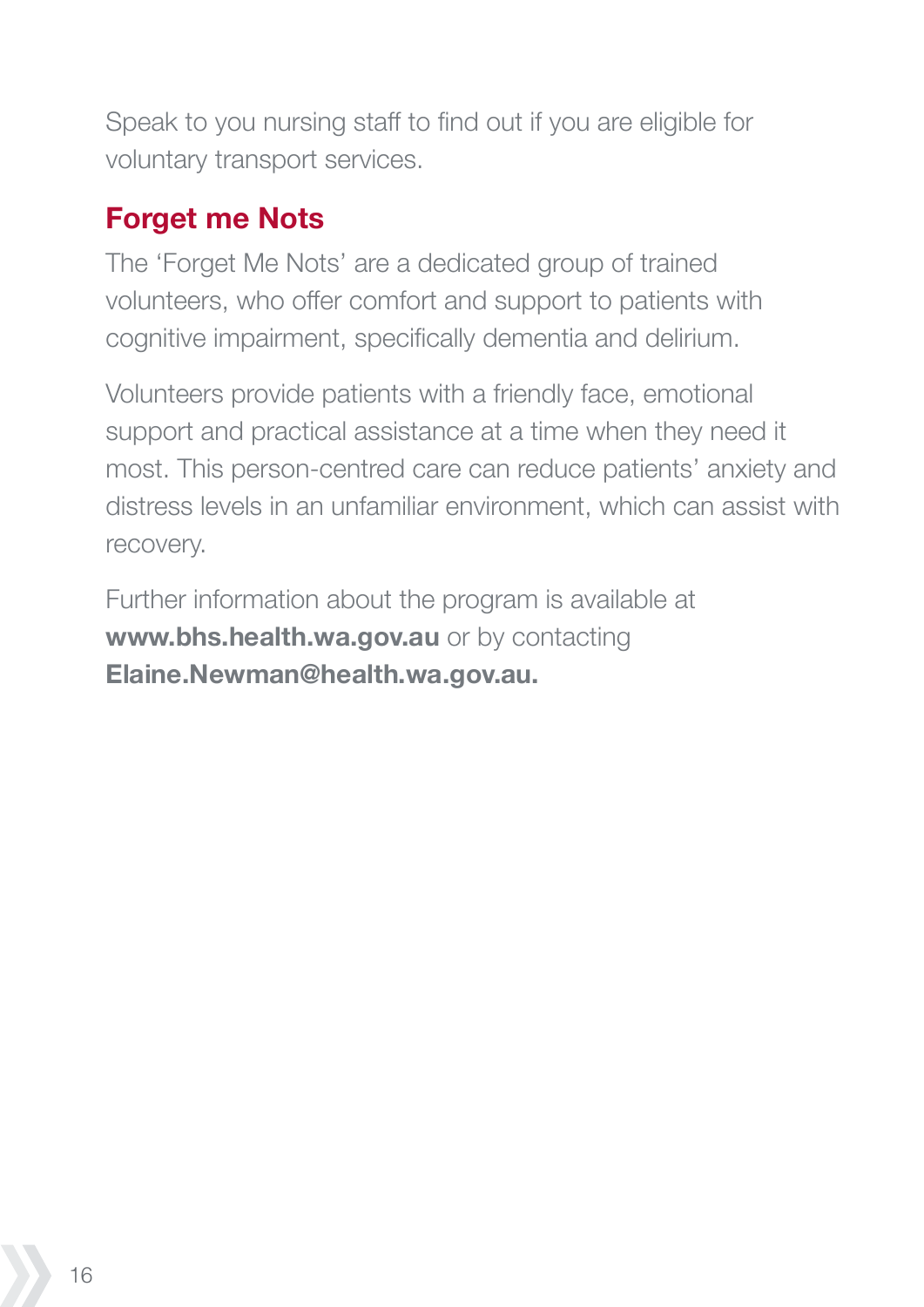Speak to you nursing staff to find out if you are eligible for voluntary transport services.

## Forget me Nots

The 'Forget Me Nots' are a dedicated group of trained volunteers, who offer comfort and support to patients with cognitive impairment, specifically dementia and delirium.

Volunteers provide patients with a friendly face, emotional support and practical assistance at a time when they need it most. This person-centred care can reduce patients' anxiety and distress levels in an unfamiliar environment, which can assist with recovery.

Further information about the program is available at **www.bhs.health.wa.gov.au** or by contacting **Elaine.Newman@health.wa.gov.au.**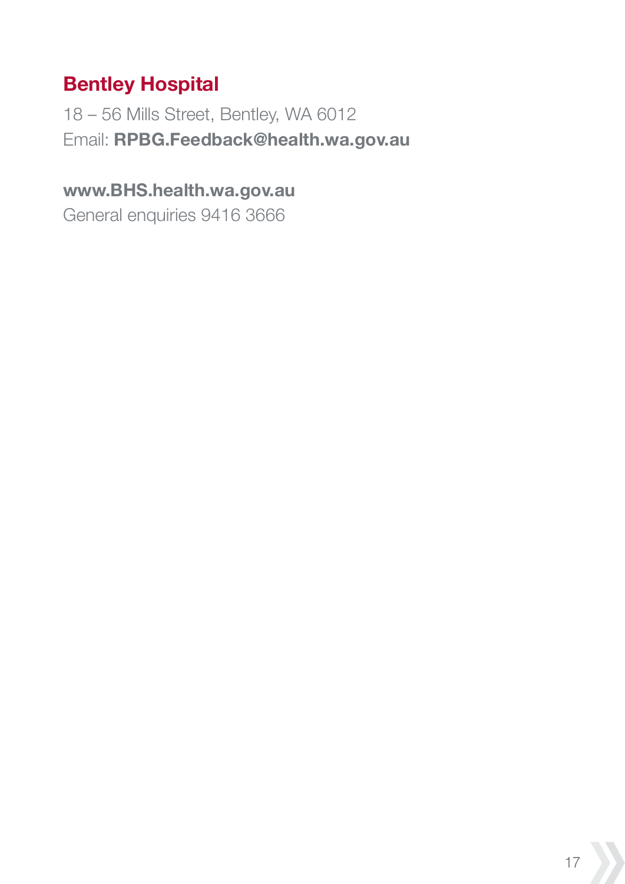## Bentley Hospital

18 – 56 Mills Street, Bentley, WA 6012
Email: **RPBG.Feedback@health.wa.gov.au**

**www.BHS.health.wa.gov.au**
General enquiries 9416 3666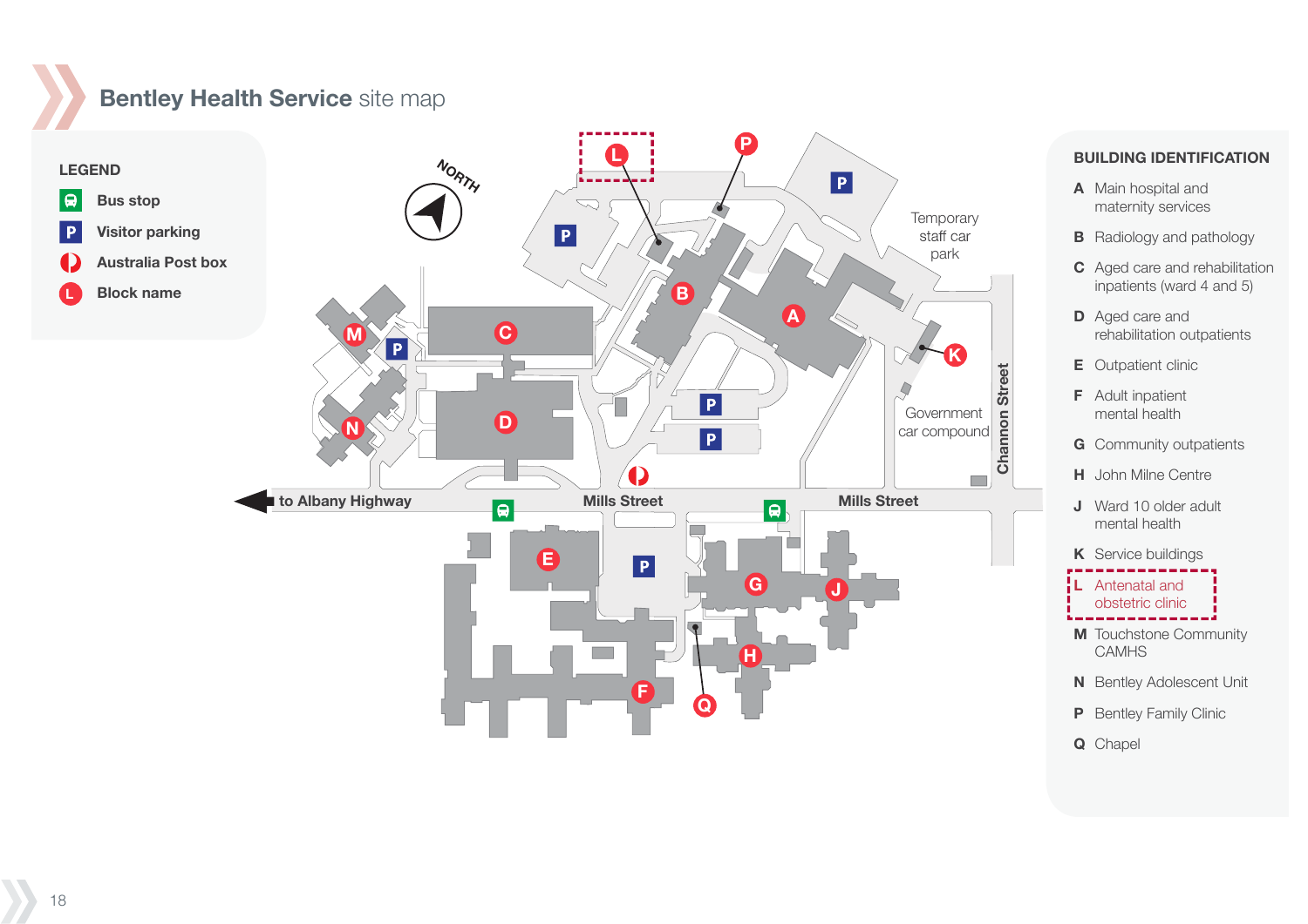# Bentley Health Service site map

## LEGEND

- Bus stop
- Visitor parking
- Australia Post box
- Block name

NORTH

Temporary staff car park

Government car compound

Channon Street

to Albany Highway

Mills Street

Mills Street

## BUILDING IDENTIFICATION

- **A** Main hospital and maternity services
- **B** Radiology and pathology
- **C** Aged care and rehabilitation inpatients (ward 4 and 5)
- **D** Aged care and rehabilitation outpatients
- **E** Outpatient clinic
- **F** Adult inpatient mental health
- **G** Community outpatients
- **H** John Milne Centre
- **J** Ward 10 older adult mental health
- **K** Service buildings
- **L** Antenatal and obstetric clinic
- **M** Touchstone Community CAMHS
- **N** Bentley Adolescent Unit
- **P** Bentley Family Clinic
- **Q** Chapel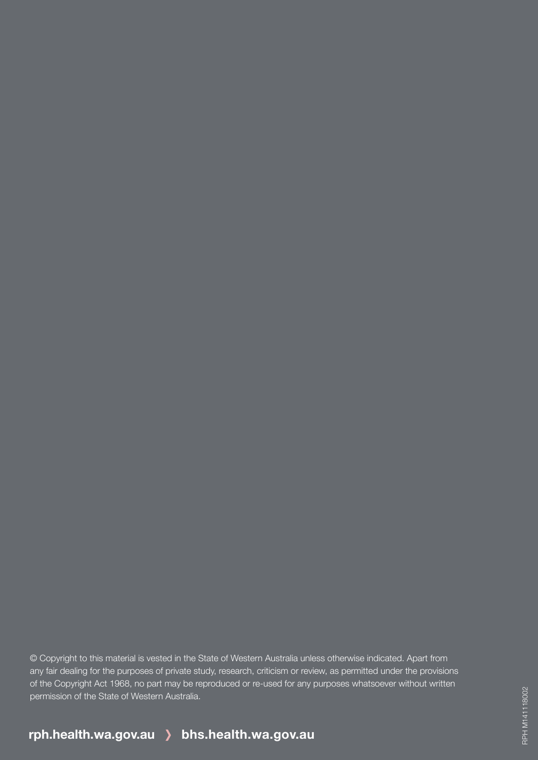© Copyright to this material is vested in the State of Western Australia unless otherwise indicated. Apart from any fair dealing for the purposes of private study, research, criticism or review, as permitted under the provisions of the Copyright Act 1968, no part may be reproduced or re-used for any purposes whatsoever without written permission of the State of Western Australia.

**rph.health.wa.gov.au ❯ bhs.health.wa.gov.au**

RPH M141118002